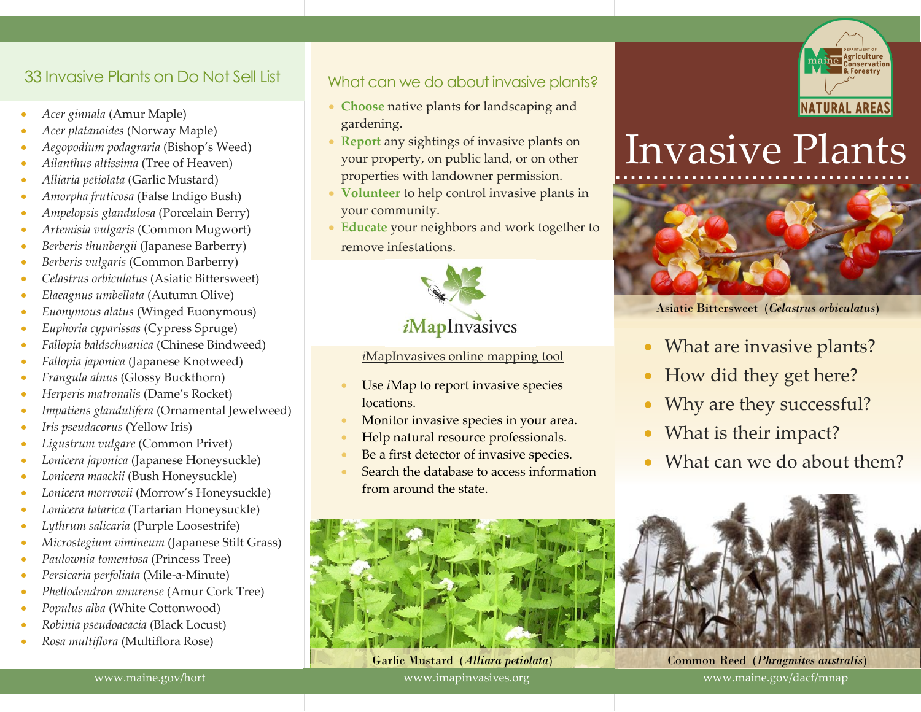## 33 Invasive Plants on Do Not Sell List

- *Acer ginnala* (Amur Maple)
- *Acer platanoides* (Norway Maple)
- *Aegopodium podagraria* (Bishop's Weed)
- *Ailanthus altissima* (Tree of Heaven)
- *Alliaria petiolata* (Garlic Mustard)
- *Amorpha fruticosa* (False Indigo Bush)
- *Ampelopsis glandulosa* (Porcelain Berry)
- *Artemisia vulgaris* (Common Mugwort)
- *Berberis thunbergii* (Japanese Barberry)
- *Berberis vulgaris* (Common Barberry)
- *Celastrus orbiculatus* (Asiatic Bittersweet)
- *Elaeagnus umbellata* (Autumn Olive)
- *Euonymous alatus* (Winged Euonymous)
- *Euphoria cyparissas* (Cypress Spruge)
- *Fallopia baldschuanica* (Chinese Bindweed)
- *Fallopia japonica* (Japanese Knotweed)
- *Frangula alnus* (Glossy Buckthorn)
- *Herperis matronalis* (Dame's Rocket)
- *Impatiens glandulifera* (Ornamental Jewelweed)
- *Iris pseudacorus* (Yellow Iris)
- *Ligustrum vulgare* (Common Privet)
- *Lonicera japonica* (Japanese Honeysuckle)
- *Lonicera maackii* (Bush Honeysuckle)
- *Lonicera morrowii* (Morrow's Honeysuckle)
- *Lonicera tatarica* (Tartarian Honeysuckle)
- *Lythrum salicaria* (Purple Loosestrife)
- *Microstegium vimineum* (Japanese Stilt Grass)
- *Paulownia tomentosa* (Princess Tree)
- *Persicaria perfoliata* (Mile-a-Minute)
- *Phellodendron amurense* (Amur Cork Tree)
- *Populus alba* (White Cottonwood)
- *Robinia pseudoacacia* (Black Locust)
- *Rosa multiflora* (Multiflora Rose)

www.maine.gov/hort

## What can we do about invasive plants?

- **Choose** native plants for landscaping and gardening.
- **Report** any sightings of invasive plants on your property, on public land, or on other properties with landowner permission.
- **Volunteer** to help control invasive plants in your community.
- **Educate** your neighbors and work together to remove infestations.

*i*MapInvasives

*i*MapInvasives online mapping tool

- Use *i*Map to report invasive species locations.
- Monitor invasive species in your area.
- Help natural resource professionals.
- Be a first detector of invasive species.
- Search the database to access information from around the state.

Garlic Mustard (*Alliaria petiolata*)

www.imapinvasives.org

Maine Department of Agriculture Conservation & Forestry — NATURAL AREAS

# Invasive Plants

Asiatic Bittersweet (*Celastrus orbiculatus*)

- What are invasive plants?
- How did they get here?
- Why are they successful?
- What is their impact?
- What can we do about them?

Common Reed (*Phragmites australis*)

www.maine.gov/dacf/mnap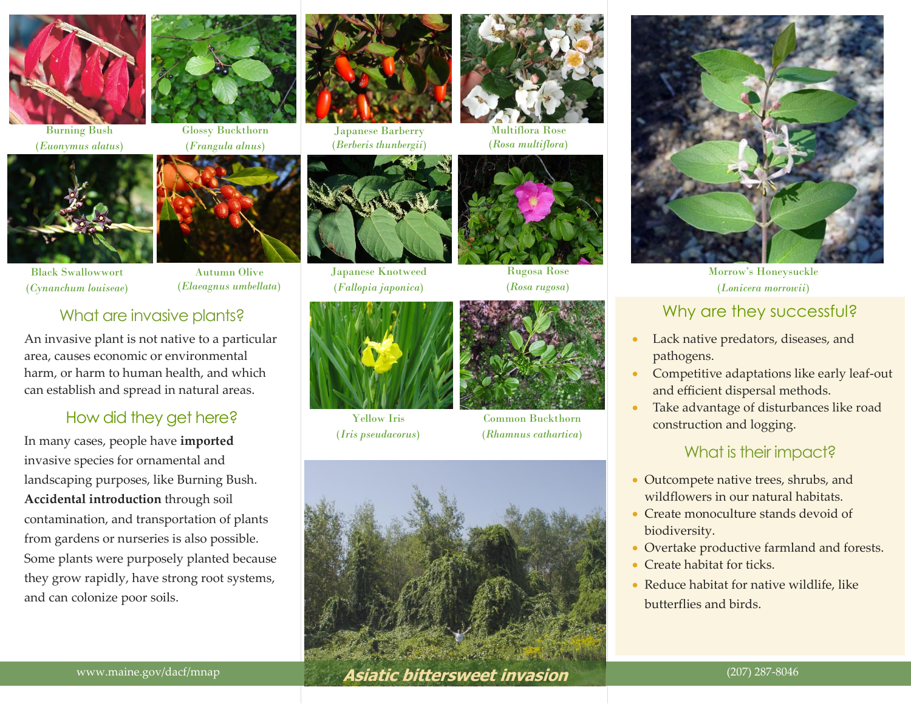Burning Bush
(*Euonymus alatus*)

Glossy Buckthorn
(*Frangula alnus*)

Black Swallowwort
(*Cynanchum louiseae*)

Autumn Olive
(*Elaeagnus umbellata*)

## What are invasive plants?

An invasive plant is not native to a particular area, causes economic or environmental harm, or harm to human health, and which can establish and spread in natural areas.

## How did they get here?

In many cases, people have **imported** invasive species for ornamental and landscaping purposes, like Burning Bush. **Accidental introduction** through soil contamination, and transportation of plants from gardens or nurseries is also possible. Some plants were purposely planted because they grow rapidly, have strong root systems, and can colonize poor soils.

Japanese Barberry
(*Berberis thunbergii*)

Multiflora Rose
(*Rosa multiflora*)

Japanese Knotweed
(*Fallopia japonica*)

Rugosa Rose
(*Rosa rugosa*)

Yellow Iris
(*Iris pseudacorus*)

Common Buckthorn
(*Rhamnus cathartica*)

***Asiatic bittersweet invasion***

Morrow's Honeysuckle
(*Lonicera morrowii*)

## Why are they successful?

- Lack native predators, diseases, and pathogens.
- Competitive adaptations like early leaf-out and efficient dispersal methods.
- Take advantage of disturbances like road construction and logging.

## What is their impact?

- Outcompete native trees, shrubs, and wildflowers in our natural habitats.
- Create monoculture stands devoid of biodiversity.
- Overtake productive farmland and forests.
- Create habitat for ticks.
- Reduce habitat for native wildlife, like butterflies and birds.

www.maine.gov/dacf/mnap

(207) 287-8046